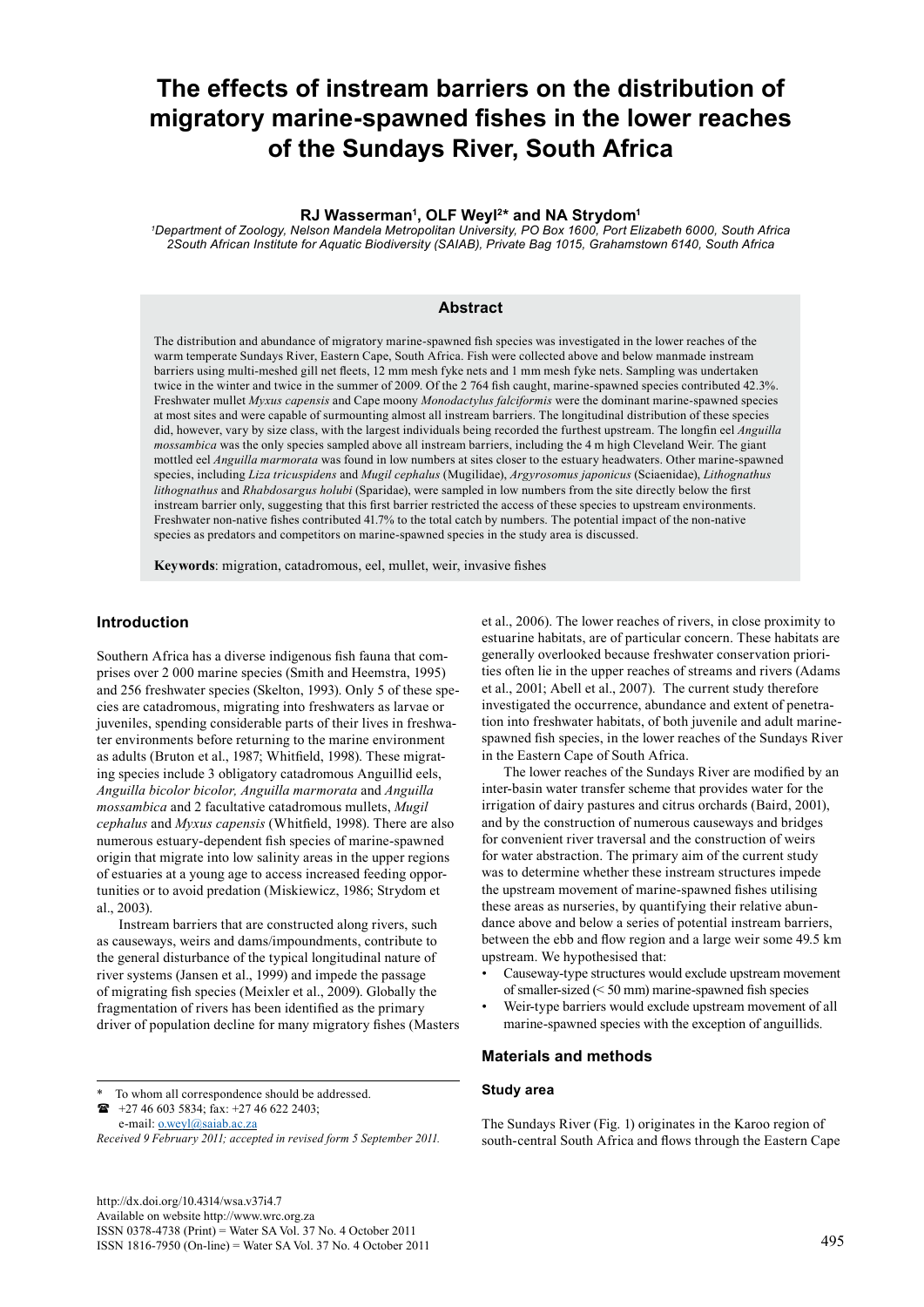# The effects of instream barriers on the distribution of migratory marine-spawned fishes in the lower reaches of the Sundays River, South Africa

**RJ Wasserman[1], OLF Weyl[2]* and NA Strydom[1]**

[1]*Department of Zoology, Nelson Mandela Metropolitan University, PO Box 1600, Port Elizabeth 6000, South Africa*
[2]*South African Institute for Aquatic Biodiversity (SAIAB), Private Bag 1015, Grahamstown 6140, South Africa*

## Abstract

The distribution and abundance of migratory marine-spawned fish species was investigated in the lower reaches of the warm temperate Sundays River, Eastern Cape, South Africa. Fish were collected above and below manmade instream barriers using multi-meshed gill net fleets, 12 mm mesh fyke nets and 1 mm mesh fyke nets. Sampling was undertaken twice in the winter and twice in the summer of 2009. Of the 2 764 fish caught, marine-spawned species contributed 42.3%. Freshwater mullet *Myxus capensis* and Cape moony *Monodactylus falciformis* were the dominant marine-spawned species at most sites and were capable of surmounting almost all instream barriers. The longitudinal distribution of these species did, however, vary by size class, with the largest individuals being recorded the furthest upstream. The longfin eel *Anguilla mossambica* was the only species sampled above all instream barriers, including the 4 m high Cleveland Weir. The giant mottled eel *Anguilla marmorata* was found in low numbers at sites closer to the estuary headwaters. Other marine-spawned species, including *Liza tricuspidens* and *Mugil cephalus* (Mugilidae), *Argyrosomus japonicus* (Sciaenidae), *Lithognathus lithognathus* and *Rhabdosargus holubi* (Sparidae), were sampled in low numbers from the site directly below the first instream barrier only, suggesting that this first barrier restricted the access of these species to upstream environments. Freshwater non-native fishes contributed 41.7% to the total catch by numbers. The potential impact of the non-native species as predators and competitors on marine-spawned species in the study area is discussed.

**Keywords**: migration, catadromous, eel, mullet, weir, invasive fishes

## Introduction

Southern Africa has a diverse indigenous fish fauna that comprises over 2 000 marine species (Smith and Heemstra, 1995) and 256 freshwater species (Skelton, 1993). Only 5 of these species are catadromous, migrating into freshwaters as larvae or juveniles, spending considerable parts of their lives in freshwater environments before returning to the marine environment as adults (Bruton et al., 1987; Whitfield, 1998). These migrating species include 3 obligatory catadromous Anguillid eels, *Anguilla bicolor bicolor, Anguilla marmorata* and *Anguilla mossambica* and 2 facultative catadromous mullets, *Mugil cephalus* and *Myxus capensis* (Whitfield, 1998). There are also numerous estuary-dependent fish species of marine-spawned origin that migrate into low salinity areas in the upper regions of estuaries at a young age to access increased feeding opportunities or to avoid predation (Miskiewicz, 1986; Strydom et al., 2003).

Instream barriers that are constructed along rivers, such as causeways, weirs and dams/impoundments, contribute to the general disturbance of the typical longitudinal nature of river systems (Jansen et al., 1999) and impede the passage of migrating fish species (Meixler et al., 2009). Globally the fragmentation of rivers has been identified as the primary driver of population decline for many migratory fishes (Masters et al., 2006). The lower reaches of rivers, in close proximity to estuarine habitats, are of particular concern. These habitats are generally overlooked because freshwater conservation priorities often lie in the upper reaches of streams and rivers (Adams et al., 2001; Abell et al., 2007). The current study therefore investigated the occurrence, abundance and extent of penetration into freshwater habitats, of both juvenile and adult marine-spawned fish species, in the lower reaches of the Sundays River in the Eastern Cape of South Africa.

The lower reaches of the Sundays River are modified by an inter-basin water transfer scheme that provides water for the irrigation of dairy pastures and citrus orchards (Baird, 2001), and by the construction of numerous causeways and bridges for convenient river traversal and the construction of weirs for water abstraction. The primary aim of the current study was to determine whether these instream structures impede the upstream movement of marine-spawned fishes utilising these areas as nurseries, by quantifying their relative abundance above and below a series of potential instream barriers, between the ebb and flow region and a large weir some 49.5 km upstream. We hypothesised that:

- Causeway-type structures would exclude upstream movement of smaller-sized (< 50 mm) marine-spawned fish species
- Weir-type barriers would exclude upstream movement of all marine-spawned species with the exception of anguillids.

## Materials and methods

### Study area

The Sundays River (Fig. 1) originates in the Karoo region of south-central South Africa and flows through the Eastern Cape

---

\* To whom all correspondence should be addressed.
☎ +27 46 603 5834; fax: +27 46 622 2403;
e-mail: o.weyl@saiab.ac.za
*Received 9 February 2011; accepted in revised form 5 September 2011.*

http://dx.doi.org/10.4314/wsa.v37i4.7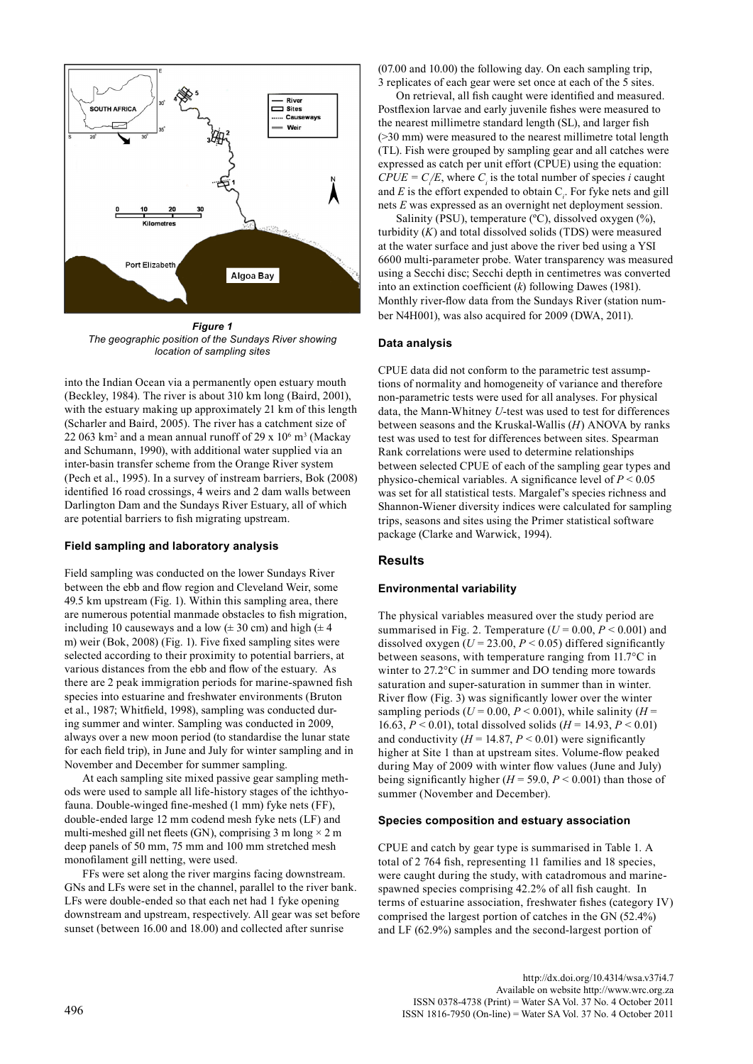*Figure 1*
*The geographic position of the Sundays River showing location of sampling sites*

into the Indian Ocean via a permanently open estuary mouth (Beckley, 1984). The river is about 310 km long (Baird, 2001), with the estuary making up approximately 21 km of this length (Scharler and Baird, 2005). The river has a catchment size of 22 063 km$^2$ and a mean annual runoff of 29 x 10$^6$ m$^3$ (Mackay and Schumann, 1990), with additional water supplied via an inter-basin transfer scheme from the Orange River system (Pech et al., 1995). In a survey of instream barriers, Bok (2008) identified 16 road crossings, 4 weirs and 2 dam walls between Darlington Dam and the Sundays River Estuary, all of which are potential barriers to fish migrating upstream.

### Field sampling and laboratory analysis

Field sampling was conducted on the lower Sundays River between the ebb and flow region and Cleveland Weir, some 49.5 km upstream (Fig. 1). Within this sampling area, there are numerous potential manmade obstacles to fish migration, including 10 causeways and a low (± 30 cm) and high (± 4 m) weir (Bok, 2008) (Fig. 1). Five fixed sampling sites were selected according to their proximity to potential barriers, at various distances from the ebb and flow of the estuary. As there are 2 peak immigration periods for marine-spawned fish species into estuarine and freshwater environments (Bruton et al., 1987; Whitfield, 1998), sampling was conducted during summer and winter. Sampling was conducted in 2009, always over a new moon period (to standardise the lunar state for each field trip), in June and July for winter sampling and in November and December for summer sampling.

At each sampling site mixed passive gear sampling methods were used to sample all life-history stages of the ichthyofauna. Double-winged fine-meshed (1 mm) fyke nets (FF), double-ended large 12 mm codend mesh fyke nets (LF) and multi-meshed gill net fleets (GN), comprising 3 m long × 2 m deep panels of 50 mm, 75 mm and 100 mm stretched mesh monofilament gill netting, were used.

FFs were set along the river margins facing downstream. GNs and LFs were set in the channel, parallel to the river bank. LFs were double-ended so that each net had 1 fyke opening downstream and upstream, respectively. All gear was set before sunset (between 16.00 and 18.00) and collected after sunrise (07.00 and 10.00) the following day. On each sampling trip, 3 replicates of each gear were set once at each of the 5 sites.

On retrieval, all fish caught were identified and measured. Postflexion larvae and early juvenile fishes were measured to the nearest millimetre standard length (SL), and larger fish (>30 mm) were measured to the nearest millimetre total length (TL). Fish were grouped by sampling gear and all catches were expressed as catch per unit effort (CPUE) using the equation: $CPUE = C_i/E$, where $C_i$ is the total number of species $i$ caught and $E$ is the effort expended to obtain $C_i$. For fyke nets and gill nets $E$ was expressed as an overnight net deployment session.

Salinity (PSU), temperature (ºC), dissolved oxygen (%), turbidity ($K$) and total dissolved solids (TDS) were measured at the water surface and just above the river bed using a YSI 6600 multi-parameter probe. Water transparency was measured using a Secchi disc; Secchi depth in centimetres was converted into an extinction coefficient ($k$) following Dawes (1981). Monthly river-flow data from the Sundays River (station number N4H001), was also acquired for 2009 (DWA, 2011).

### Data analysis

CPUE data did not conform to the parametric test assumptions of normality and homogeneity of variance and therefore non-parametric tests were used for all analyses. For physical data, the Mann-Whitney $U$-test was used to test for differences between seasons and the Kruskal-Wallis ($H$) ANOVA by ranks test was used to test for differences between sites. Spearman Rank correlations were used to determine relationships between selected CPUE of each of the sampling gear types and physico-chemical variables. A significance level of $P < 0.05$ was set for all statistical tests. Margalef's species richness and Shannon-Wiener diversity indices were calculated for sampling trips, seasons and sites using the Primer statistical software package (Clarke and Warwick, 1994).

## Results

### Environmental variability

The physical variables measured over the study period are summarised in Fig. 2. Temperature ($U = 0.00$, $P < 0.001$) and dissolved oxygen ($U = 23.00$, $P < 0.05$) differed significantly between seasons, with temperature ranging from 11.7°C in winter to 27.2°C in summer and DO tending more towards saturation and super-saturation in summer than in winter. River flow (Fig. 3) was significantly lower over the winter sampling periods ($U = 0.00$, $P < 0.001$), while salinity ($H = 16.63$, $P < 0.01$), total dissolved solids ($H = 14.93$, $P < 0.01$) and conductivity ($H = 14.87$, $P < 0.01$) were significantly higher at Site 1 than at upstream sites. Volume-flow peaked during May of 2009 with winter flow values (June and July) being significantly higher ($H = 59.0$, $P < 0.001$) than those of summer (November and December).

### Species composition and estuary association

CPUE and catch by gear type is summarised in Table 1. A total of 2 764 fish, representing 11 families and 18 species, were caught during the study, with catadromous and marine-spawned species comprising 42.2% of all fish caught. In terms of estuarine association, freshwater fishes (category IV) comprised the largest portion of catches in the GN (52.4%) and LF (62.9%) samples and the second-largest portion of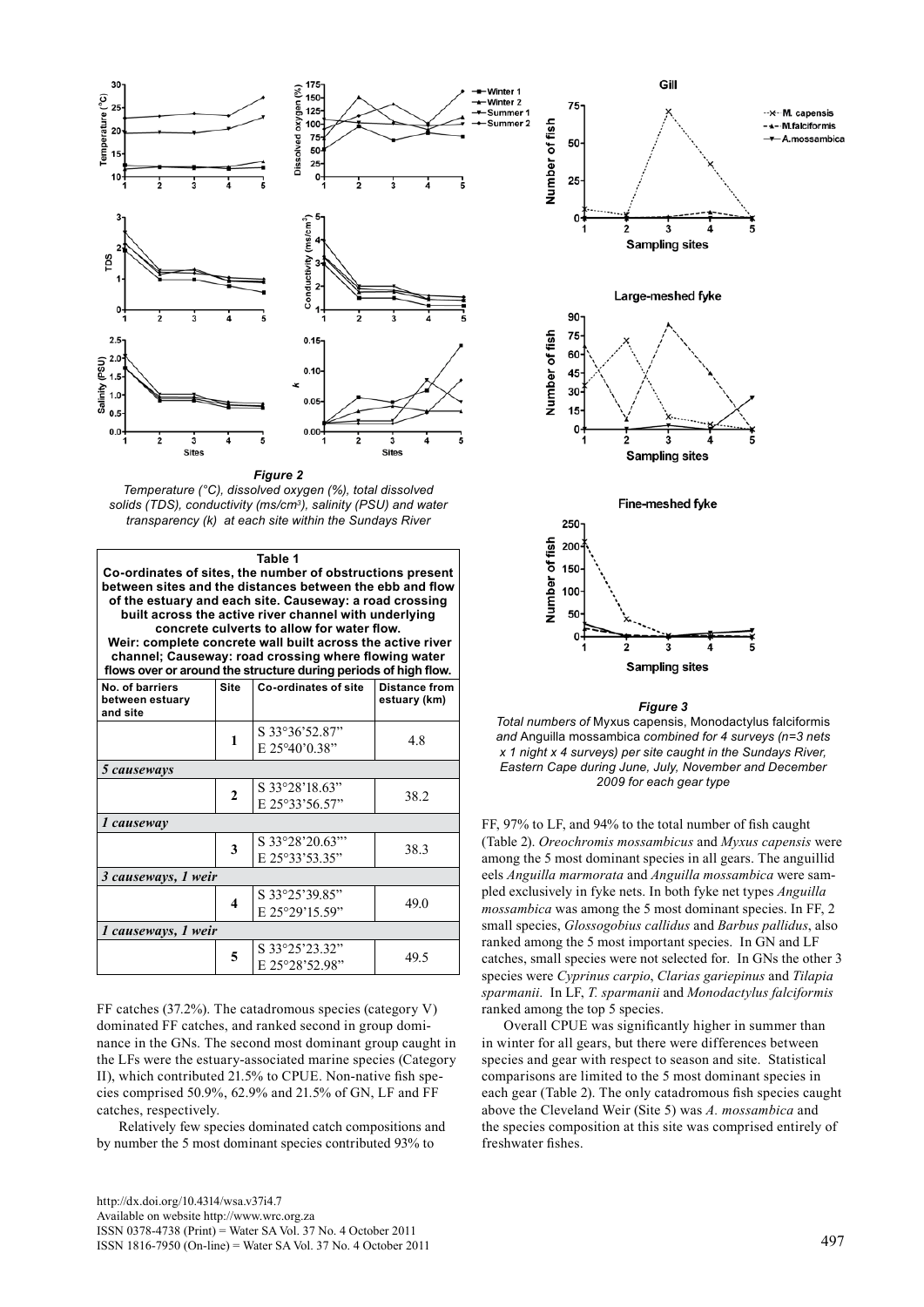*Figure 2*

*Temperature (°C), dissolved oxygen (%), total dissolved solids (TDS), conductivity (ms/cm$^3$), salinity (PSU) and water transparency (k) at each site within the Sundays River*

**Table 1**

**Co-ordinates of sites, the number of obstructions present between sites and the distances between the ebb and flow of the estuary and each site. Causeway: a road crossing built across the active river channel with underlying concrete culverts to allow for water flow. Weir: complete concrete wall built across the active river channel; Causeway: road crossing where flowing water flows over or around the structure during periods of high flow.**

| No. of barriers between estuary and site | Site | Co-ordinates of site | Distance from estuary (km) |
|---|---|---|---|
| | **1** | S 33°36'52.87" E 25°40'0.38" | 4.8 |
| *5 causeways* | | | |
| | **2** | S 33°28'18.63" E 25°33'56.57" | 38.2 |
| *1 causeway* | | | |
| | **3** | S 33°28'20.63"' E 25°33'53.35" | 38.3 |
| *3 causeways, 1 weir* | | | |
| | **4** | S 33°25'39.85" E 25°29'15.59" | 49.0 |
| *1 causeways, 1 weir* | | | |
| | **5** | S 33°25'23.32" E 25°28'52.98" | 49.5 |

FF catches (37.2%). The catadromous species (category V) dominated FF catches, and ranked second in group dominance in the GNs. The second most dominant group caught in the LFs were the estuary-associated marine species (Category II), which contributed 21.5% to CPUE. Non-native fish species comprised 50.9%, 62.9% and 21.5% of GN, LF and FF catches, respectively.

Relatively few species dominated catch compositions and by number the 5 most dominant species contributed 93% to FF, 97% to LF, and 94% to the total number of fish caught (Table 2). *Oreochromis mossambicus* and *Myxus capensis* were among the 5 most dominant species in all gears. The anguillid eels *Anguilla marmorata* and *Anguilla mossambica* were sampled exclusively in fyke nets. In both fyke net types *Anguilla mossambica* was among the 5 most dominant species. In FF, 2 small species, *Glossogobius callidus* and *Barbus pallidus*, also ranked among the 5 most important species. In GN and LF catches, small species were not selected for. In GNs the other 3 species were *Cyprinus carpio*, *Clarias gariepinus* and *Tilapia sparmanii*. In LF, *T. sparmanii* and *Monodactylus falciformis* ranked among the top 5 species.

*Figure 3*

*Total numbers of* Myxus capensis, Monodactylus falciformis *and* Anguilla mossambica *combined for 4 surveys (n=3 nets x 1 night x 4 surveys) per site caught in the Sundays River, Eastern Cape during June, July, November and December 2009 for each gear type*

Overall CPUE was significantly higher in summer than in winter for all gears, but there were differences between species and gear with respect to season and site. Statistical comparisons are limited to the 5 most dominant species in each gear (Table 2). The only catadromous fish species caught above the Cleveland Weir (Site 5) was *A. mossambica* and the species composition at this site was comprised entirely of freshwater fishes.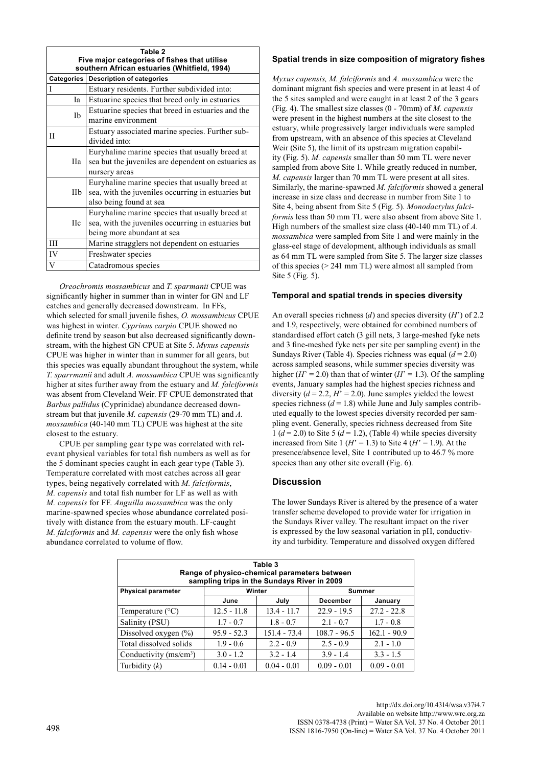| Table 2<br>Five major categories of fishes that utilise southern African estuaries (Whitfield, 1994) | |
|---|---|
| **Categories** | **Description of categories** |
| I | Estuary residents. Further subdivided into: |
| Ia | Estuarine species that breed only in estuaries |
| Ib | Estuarine species that breed in estuaries and the marine environment |
| II | Estuary associated marine species. Further sub-divided into: |
| IIa | Euryhaline marine species that usually breed at sea but the juveniles are dependent on estuaries as nursery areas |
| IIb | Euryhaline marine species that usually breed at sea, with the juveniles occurring in estuaries but also being found at sea |
| IIc | Euryhaline marine species that usually breed at sea, with the juveniles occurring in estuaries but being more abundant at sea |
| III | Marine stragglers not dependent on estuaries |
| IV | Freshwater species |
| V | Catadromous species |

*Oreochromis mossambicus* and *T. sparmanii* CPUE was significantly higher in summer than in winter for GN and LF catches and generally decreased downstream. In FFs, which selected for small juvenile fishes, *O. mossambicus* CPUE was highest in winter. *Cyprinus carpio* CPUE showed no definite trend by season but also decreased significantly downstream, with the highest GN CPUE at Site 5. *Myxus capensis* CPUE was higher in winter than in summer for all gears, but this species was equally abundant throughout the system, while *T. sparrmanii* and adult *A. mossambica* CPUE was significantly higher at sites further away from the estuary and *M. falciformis* was absent from Cleveland Weir. FF CPUE demonstrated that *Barbus pallidus* (Cyprinidae) abundance decreased downstream but that juvenile *M. capensis* (29-70 mm TL) and *A. mossambica* (40-140 mm TL) CPUE was highest at the site closest to the estuary.

CPUE per sampling gear type was correlated with relevant physical variables for total fish numbers as well as for the 5 dominant species caught in each gear type (Table 3). Temperature correlated with most catches across all gear types, being negatively correlated with *M. falciformis*, *M. capensis* and total fish number for LF as well as with *M. capensis* for FF. *Anguilla mossambica* was the only marine-spawned species whose abundance correlated positively with distance from the estuary mouth. LF-caught *M. falciformis* and *M. capensis* were the only fish whose abundance correlated to volume of flow.

### Spatial trends in size composition of migratory fishes

*Myxus capensis, M. falciformis* and *A. mossambica* were the dominant migrant fish species and were present in at least 4 of the 5 sites sampled and were caught in at least 2 of the 3 gears (Fig. 4). The smallest size classes (0 - 70mm) of *M. capensis* were present in the highest numbers at the site closest to the estuary, while progressively larger individuals were sampled from upstream, with an absence of this species at Cleveland Weir (Site 5), the limit of its upstream migration capability (Fig. 5). *M. capensis* smaller than 50 mm TL were never sampled from above Site 1. While greatly reduced in number, *M. capensis* larger than 70 mm TL were present at all sites. Similarly, the marine-spawned *M. falciformis* showed a general increase in size class and decrease in number from Site 1 to Site 4, being absent from Site 5 (Fig. 5). *Monodactylus falciformis* less than 50 mm TL were also absent from above Site 1. High numbers of the smallest size class (40-140 mm TL) of *A. mossambica* were sampled from Site 1 and were mainly in the glass-eel stage of development, although individuals as small as 64 mm TL were sampled from Site 5. The larger size classes of this species (> 241 mm TL) were almost all sampled from Site 5 (Fig. 5).

### Temporal and spatial trends in species diversity

An overall species richness ($d$) and species diversity ($H'$) of 2.2 and 1.9, respectively, were obtained for combined numbers of standardised effort catch (3 gill nets, 3 large-meshed fyke nets and 3 fine-meshed fyke nets per site per sampling event) in the Sundays River (Table 4). Species richness was equal ($d$ = 2.0) across sampled seasons, while summer species diversity was higher ($H'$ = 2.0) than that of winter ($H'$ = 1.3). Of the sampling events, January samples had the highest species richness and diversity ($d$ = 2.2, $H'$ = 2.0). June samples yielded the lowest species richness ($d$ = 1.8) while June and July samples contributed equally to the lowest species diversity recorded per sampling event. Generally, species richness decreased from Site 1 ($d$ = 2.0) to Site 5 ($d$ = 1.2), (Table 4) while species diversity increased from Site 1 ($H'$ = 1.3) to Site 4 ($H'$ = 1.9). At the presence/absence level, Site 1 contributed up to 46.7 % more species than any other site overall (Fig. 6).

## Discussion

The lower Sundays River is altered by the presence of a water transfer scheme developed to provide water for irrigation in the Sundays River valley. The resultant impact on the river is expressed by the low seasonal variation in pH, conductivity and turbidity. Temperature and dissolved oxygen differed

| Table 3<br>Range of physico-chemical parameters between sampling trips in the Sundays River in 2009 | | | | |
|---|---|---|---|---|
| **Physical parameter** | **Winter** | | **Summer** | |
| | **June** | **July** | **December** | **January** |
| Temperature (°C) | 12.5 - 11.8 | 13.4 - 11.7 | 22.9 - 19.5 | 27.2 - 22.8 |
| Salinity (PSU) | 1.7 - 0.7 | 1.8 - 0.7 | 2.1 - 0.7 | 1.7 - 0.8 |
| Dissolved oxygen (%) | 95.9 - 52.3 | 151.4 - 73.4 | 108.7 - 96.5 | 162.1 - 90.9 |
| Total dissolved solids | 1.9 - 0.6 | 2.2 - 0.9 | 2.5 - 0.9 | 2.1 - 1.0 |
| Conductivity (ms/cm$^3$) | 3.0 - 1.2 | 3.2 - 1.4 | 3.9 - 1.4 | 3.3 - 1.5 |
| Turbidity ($k$) | 0.14 - 0.01 | 0.04 - 0.01 | 0.09 - 0.01 | 0.09 - 0.01 |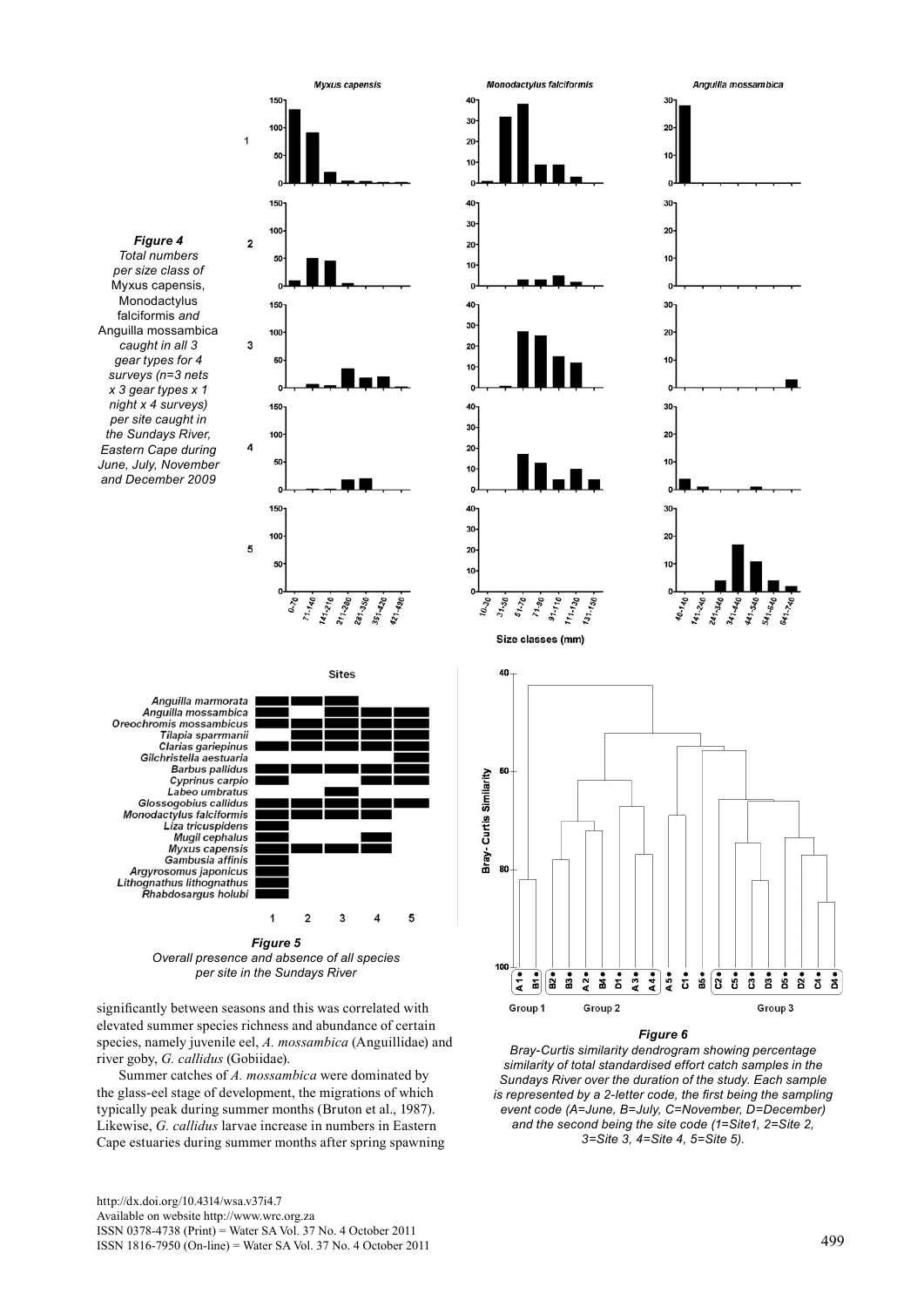*Figure 4*
*Total numbers per size class of* Myxus capensis, Monodactylus falciformis *and* Anguilla mossambica *caught in all 3 gear types for 4 surveys (n=3 nets x 3 gear types x 1 night x 4 surveys) per site caught in the Sundays River, Eastern Cape during June, July, November and December 2009*

*Figure 5*
*Overall presence and absence of all species per site in the Sundays River*

*Figure 6*
*Bray-Curtis similarity dendrogram showing percentage similarity of total standardised effort catch samples in the Sundays River over the duration of the study. Each sample is represented by a 2-letter code, the first being the sampling event code (A=June, B=July, C=November, D=December) and the second being the site code (1=Site1, 2=Site 2, 3=Site 3, 4=Site 4, 5=Site 5).*

significantly between seasons and this was correlated with elevated summer species richness and abundance of certain species, namely juvenile eel, *A. mossambica* (Anguillidae) and river goby, *G. callidus* (Gobiidae).

Summer catches of *A. mossambica* were dominated by the glass-eel stage of development, the migrations of which typically peak during summer months (Bruton et al., 1987). Likewise, *G. callidus* larvae increase in numbers in Eastern Cape estuaries during summer months after spring spawning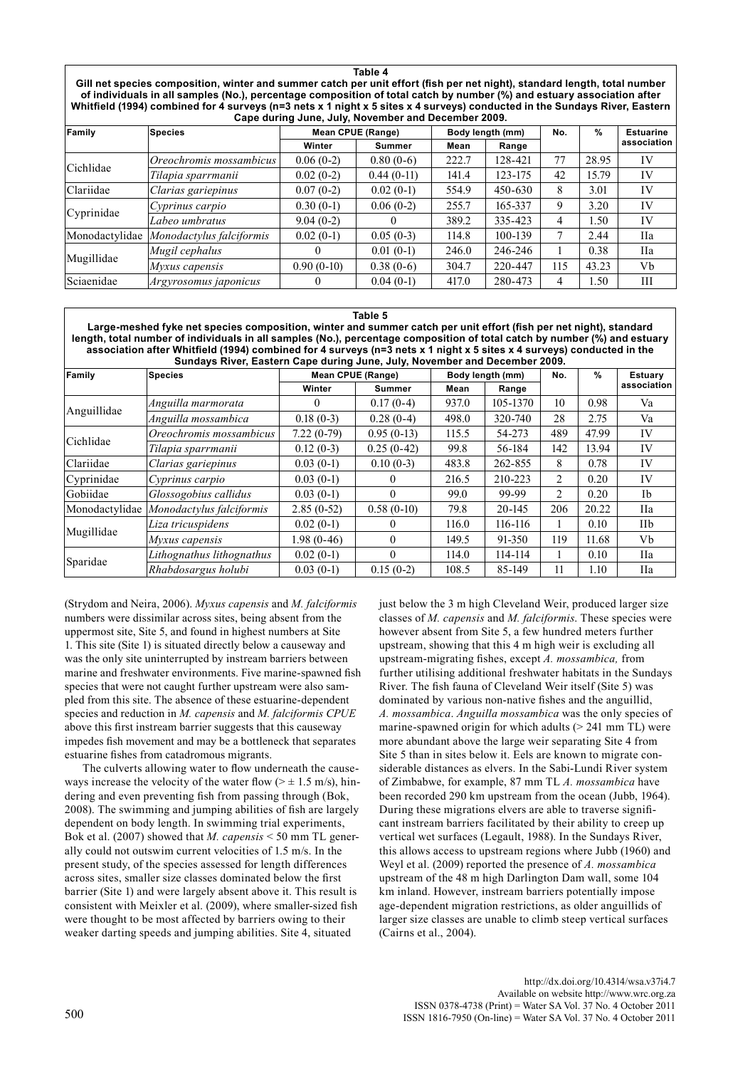**Table 4**
**Gill net species composition, winter and summer catch per unit effort (fish per net night), standard length, total number of individuals in all samples (No.), percentage composition of total catch by number (%) and estuary association after Whitfield (1994) combined for 4 surveys (n=3 nets x 1 night x 5 sites x 4 surveys) conducted in the Sundays River, Eastern Cape during June, July, November and December 2009.**

| Family | Species | Mean CPUE (Range) | | Body length (mm) | | No. | % | Estuarine association |
|---|---|---|---|---|---|---|---|---|
| | | Winter | Summer | Mean | Range | | | |
| Cichlidae | *Oreochromis mossambicus* | 0.06 (0-2) | 0.80 (0-6) | 222.7 | 128-421 | 77 | 28.95 | IV |
| | *Tilapia sparrmanii* | 0.02 (0-2) | 0.44 (0-11) | 141.4 | 123-175 | 42 | 15.79 | IV |
| Clariidae | *Clarias gariepinus* | 0.07 (0-2) | 0.02 (0-1) | 554.9 | 450-630 | 8 | 3.01 | IV |
| Cyprinidae | *Cyprinus carpio* | 0.30 (0-1) | 0.06 (0-2) | 255.7 | 165-337 | 9 | 3.20 | IV |
| | *Labeo umbratus* | 9.04 (0-2) | 0 | 389.2 | 335-423 | 4 | 1.50 | IV |
| Monodactylidae | *Monodactylus falciformis* | 0.02 (0-1) | 0.05 (0-3) | 114.8 | 100-139 | 7 | 2.44 | IIa |
| Mugillidae | *Mugil cephalus* | 0 | 0.01 (0-1) | 246.0 | 246-246 | 1 | 0.38 | IIa |
| | *Myxus capensis* | 0.90 (0-10) | 0.38 (0-6) | 304.7 | 220-447 | 115 | 43.23 | Vb |
| Sciaenidae | *Argyrosomus japonicus* | 0 | 0.04 (0-1) | 417.0 | 280-473 | 4 | 1.50 | III |

**Table 5**
**Large-meshed fyke net species composition, winter and summer catch per unit effort (fish per net night), standard length, total number of individuals in all samples (No.), percentage composition of total catch by number (%) and estuary association after Whitfield (1994) combined for 4 surveys (n=3 nets x 1 night x 5 sites x 4 surveys) conducted in the Sundays River, Eastern Cape during June, July, November and December 2009.**

| Family | Species | Mean CPUE (Range) | | Body length (mm) | | No. | % | Estuary association |
|---|---|---|---|---|---|---|---|---|
| | | Winter | Summer | Mean | Range | | | |
| Anguillidae | *Anguilla marmorata* | 0 | 0.17 (0-4) | 937.0 | 105-1370 | 10 | 0.98 | Va |
| | *Anguilla mossambica* | 0.18 (0-3) | 0.28 (0-4) | 498.0 | 320-740 | 28 | 2.75 | Va |
| Cichlidae | *Oreochromis mossambicus* | 7.22 (0-79) | 0.95 (0-13) | 115.5 | 54-273 | 489 | 47.99 | IV |
| | *Tilapia sparrmanii* | 0.12 (0-3) | 0.25 (0-42) | 99.8 | 56-184 | 142 | 13.94 | IV |
| Clariidae | *Clarias gariepinus* | 0.03 (0-1) | 0.10 (0-3) | 483.8 | 262-855 | 8 | 0.78 | IV |
| Cyprinidae | *Cyprinus carpio* | 0.03 (0-1) | 0 | 216.5 | 210-223 | 2 | 0.20 | IV |
| Gobiidae | *Glossogobius callidus* | 0.03 (0-1) | 0 | 99.0 | 99-99 | 2 | 0.20 | Ib |
| Monodactylidae | *Monodactylus falciformis* | 2.85 (0-52) | 0.58 (0-10) | 79.8 | 20-145 | 206 | 20.22 | IIa |
| Mugillidae | *Liza tricuspidens* | 0.02 (0-1) | 0 | 116.0 | 116-116 | 1 | 0.10 | IIb |
| | *Myxus capensis* | 1.98 (0-46) | 0 | 149.5 | 91-350 | 119 | 11.68 | Vb |
| Sparidae | *Lithognathus lithognathus* | 0.02 (0-1) | 0 | 114.0 | 114-114 | 1 | 0.10 | IIa |
| | *Rhabdosargus holubi* | 0.03 (0-1) | 0.15 (0-2) | 108.5 | 85-149 | 11 | 1.10 | IIa |

(Strydom and Neira, 2006). *Myxus capensis* and *M. falciformis* numbers were dissimilar across sites, being absent from the uppermost site, Site 5, and found in highest numbers at Site 1. This site (Site 1) is situated directly below a causeway and was the only site uninterrupted by instream barriers between marine and freshwater environments. Five marine-spawned fish species that were not caught further upstream were also sampled from this site. The absence of these estuarine-dependent species and reduction in *M. capensis* and *M. falciformis CPUE* above this first instream barrier suggests that this causeway impedes fish movement and may be a bottleneck that separates estuarine fishes from catadromous migrants.

The culverts allowing water to flow underneath the causeways increase the velocity of the water flow (> ± 1.5 m/s), hindering and even preventing fish from passing through (Bok, 2008). The swimming and jumping abilities of fish are largely dependent on body length. In swimming trial experiments, Bok et al. (2007) showed that *M. capensis* < 50 mm TL generally could not outswim current velocities of 1.5 m/s. In the present study, of the species assessed for length differences across sites, smaller size classes dominated below the first barrier (Site 1) and were largely absent above it. This result is consistent with Meixler et al. (2009), where smaller-sized fish were thought to be most affected by barriers owing to their weaker darting speeds and jumping abilities. Site 4, situated just below the 3 m high Cleveland Weir, produced larger size classes of *M. capensis* and *M. falciformis*. These species were however absent from Site 5, a few hundred meters further upstream, showing that this 4 m high weir is excluding all upstream-migrating fishes, except *A. mossambica,* from further utilising additional freshwater habitats in the Sundays River. The fish fauna of Cleveland Weir itself (Site 5) was dominated by various non-native fishes and the anguillid, *A. mossambica*. *Anguilla mossambica* was the only species of marine-spawned origin for which adults (> 241 mm TL) were more abundant above the large weir separating Site 4 from Site 5 than in sites below it. Eels are known to migrate considerable distances as elvers. In the Sabi-Lundi River system of Zimbabwe, for example, 87 mm TL *A. mossambica* have been recorded 290 km upstream from the ocean (Jubb, 1964). During these migrations elvers are able to traverse significant instream barriers facilitated by their ability to creep up vertical wet surfaces (Legault, 1988). In the Sundays River, this allows access to upstream regions where Jubb (1960) and Weyl et al. (2009) reported the presence of *A. mossambica* upstream of the 48 m high Darlington Dam wall, some 104 km inland. However, instream barriers potentially impose age-dependent migration restrictions, as older anguillids of larger size classes are unable to climb steep vertical surfaces (Cairns et al., 2004).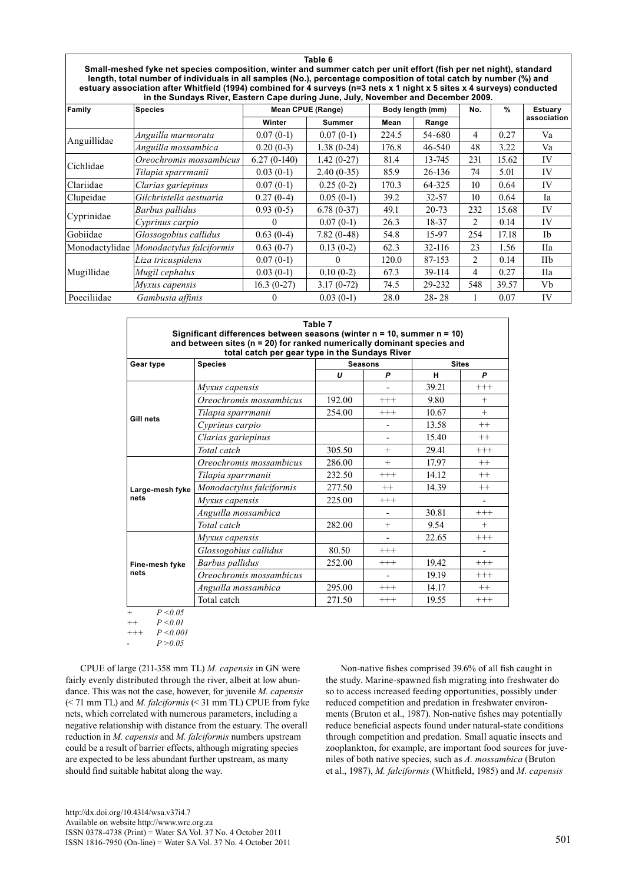**Table 6**
**Small-meshed fyke net species composition, winter and summer catch per unit effort (fish per net night), standard length, total number of individuals in all samples (No.), percentage composition of total catch by number (%) and estuary association after Whitfield (1994) combined for 4 surveys (n=3 nets x 1 night x 5 sites x 4 surveys) conducted in the Sundays River, Eastern Cape during June, July, November and December 2009.**

| Family | Species | Mean CPUE (Range) | | Body length (mm) | | No. | % | Estuary association |
|---|---|---|---|---|---|---|---|---|
| | | Winter | Summer | Mean | Range | | | |
| Anguillidae | *Anguilla marmorata* | 0.07 (0-1) | 0.07 (0-1) | 224.5 | 54-680 | 4 | 0.27 | Va |
| | *Anguilla mossambica* | 0.20 (0-3) | 1.38 (0-24) | 176.8 | 46-540 | 48 | 3.22 | Va |
| Cichlidae | *Oreochromis mossambicus* | 6.27 (0-140) | 1.42 (0-27) | 81.4 | 13-745 | 231 | 15.62 | IV |
| | *Tilapia sparrmanii* | 0.03 (0-1) | 2.40 (0-35) | 85.9 | 26-136 | 74 | 5.01 | IV |
| Clariidae | *Clarias gariepinus* | 0.07 (0-1) | 0.25 (0-2) | 170.3 | 64-325 | 10 | 0.64 | IV |
| Clupeidae | *Gilchristella aestuaria* | 0.27 (0-4) | 0.05 (0-1) | 39.2 | 32-57 | 10 | 0.64 | Ia |
| Cyprinidae | *Barbus pallidus* | 0.93 (0-5) | 6.78 (0-37) | 49.1 | 20-73 | 232 | 15.68 | IV |
| | *Cyprinus carpio* | 0 | 0.07 (0-1) | 26.3 | 18-37 | 2 | 0.14 | IV |
| Gobiidae | *Glossogobius callidus* | 0.63 (0-4) | 7.82 (0-48) | 54.8 | 15-97 | 254 | 17.18 | Ib |
| Monodactylidae | *Monodactylus falciformis* | 0.63 (0-7) | 0.13 (0-2) | 62.3 | 32-116 | 23 | 1.56 | IIa |
| Mugillidae | *Liza tricuspidens* | 0.07 (0-1) | 0 | 120.0 | 87-153 | 2 | 0.14 | IIb |
| | *Mugil cephalus* | 0.03 (0-1) | 0.10 (0-2) | 67.3 | 39-114 | 4 | 0.27 | IIa |
| | *Myxus capensis* | 16.3 (0-27) | 3.17 (0-72) | 74.5 | 29-232 | 548 | 39.57 | Vb |
| Poeciliidae | *Gambusia affinis* | 0 | 0.03 (0-1) | 28.0 | 28- 28 | 1 | 0.07 | IV |

**Table 7**
**Significant differences between seasons (winter n = 10, summer n = 10) and between sites (n = 20) for ranked numerically dominant species and total catch per gear type in the Sundays River**

| Gear type | Species | Seasons | | Sites | |
|---|---|---|---|---|---|
| | | *U* | *P* | H | *P* |
| Gill nets | *Myxus capensis* | | - | 39.21 | +++ |
| | *Oreochromis mossambicus* | 192.00 | +++ | 9.80 | + |
| | *Tilapia sparrmanii* | 254.00 | +++ | 10.67 | + |
| | *Cyprinus carpio* | | - | 13.58 | ++ |
| | *Clarias gariepinus* | | - | 15.40 | ++ |
| | *Total catch* | 305.50 | + | 29.41 | +++ |
| Large-mesh fyke nets | *Oreochromis mossambicus* | 286.00 | + | 17.97 | ++ |
| | *Tilapia sparrmanii* | 232.50 | +++ | 14.12 | ++ |
| | *Monodactylus falciformis* | 277.50 | ++ | 14.39 | ++ |
| | *Myxus capensis* | 225.00 | +++ | | - |
| | *Anguilla mossambica* | | - | 30.81 | +++ |
| | *Total catch* | 282.00 | + | 9.54 | + |
| Fine-mesh fyke nets | *Myxus capensis* | | - | 22.65 | +++ |
| | *Glossogobius callidus* | 80.50 | +++ | | - |
| | *Barbus pallidus* | 252.00 | +++ | 19.42 | +++ |
| | *Oreochromis mossambicus* | | - | 19.19 | +++ |
| | *Anguilla mossambica* | 295.00 | +++ | 14.17 | ++ |
| | Total catch | 271.50 | +++ | 19.55 | +++ |

\+ $P < 0.05$
++ $P < 0.01$
+++ $P < 0.001$
\- $P > 0.05$

CPUE of large (211-358 mm TL) *M. capensis* in GN were fairly evenly distributed through the river, albeit at low abundance. This was not the case, however, for juvenile *M. capensis* (< 71 mm TL) and *M. falciformis* (< 31 mm TL) CPUE from fyke nets, which correlated with numerous parameters, including a negative relationship with distance from the estuary. The overall reduction in *M. capensis* and *M. falciformis* numbers upstream could be a result of barrier effects, although migrating species are expected to be less abundant further upstream, as many should find suitable habitat along the way.

Non-native fishes comprised 39.6% of all fish caught in the study. Marine-spawned fish migrating into freshwater do so to access increased feeding opportunities, possibly under reduced competition and predation in freshwater environments (Bruton et al., 1987). Non-native fishes may potentially reduce beneficial aspects found under natural-state conditions through competition and predation. Small aquatic insects and zooplankton, for example, are important food sources for juveniles of both native species, such as *A. mossambica* (Bruton et al., 1987), *M. falciformis* (Whitfield, 1985) and *M. capensis*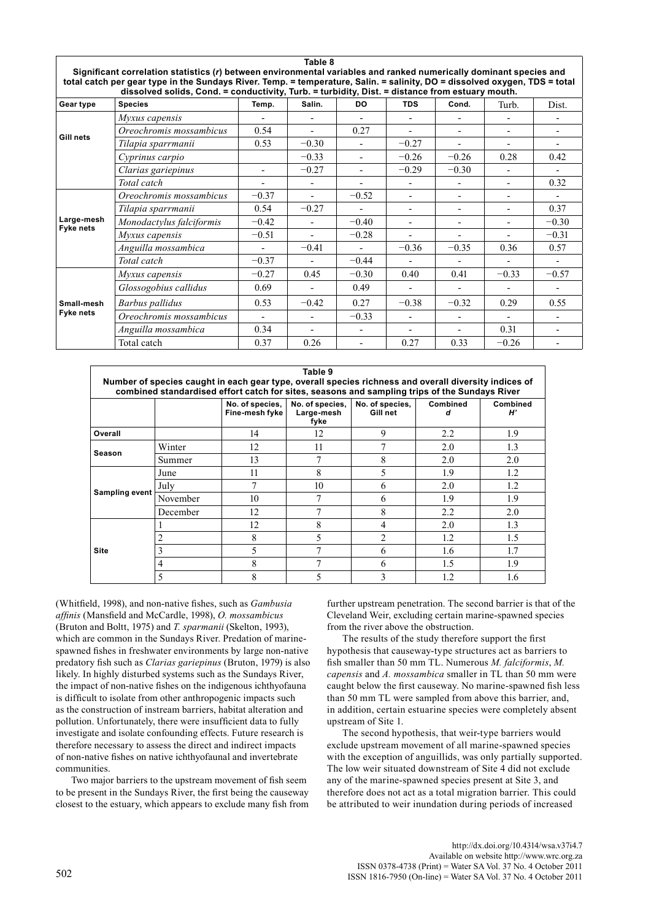**Table 8**
**Significant correlation statistics (*r*) between environmental variables and ranked numerically dominant species and total catch per gear type in the Sundays River. Temp. = temperature, Salin. = salinity, DO = dissolved oxygen, TDS = total dissolved solids, Cond. = conductivity, Turb. = turbidity, Dist. = distance from estuary mouth.**

| Gear type | Species | Temp. | Salin. | DO | TDS | Cond. | Turb. | Dist. |
|---|---|---|---|---|---|---|---|---|
| Gill nets | *Myxus capensis* | - | - | - | - | - | - | - |
| | *Oreochromis mossambicus* | 0.54 | - | 0.27 | - | - | - | - |
| | *Tilapia sparrmanii* | 0.53 | −0.30 | - | −0.27 | - | - | - |
| | *Cyprinus carpio* | | −0.33 | - | −0.26 | −0.26 | 0.28 | 0.42 |
| | *Clarias gariepinus* | - | −0.27 | - | −0.29 | −0.30 | - | - |
| | *Total catch* | - | - | - | - | - | - | 0.32 |
| Large-mesh Fyke nets | *Oreochromis mossambicus* | −0.37 | - | −0.52 | - | - | - | - |
| | *Tilapia sparrmanii* | 0.54 | −0.27 | - | - | - | - | 0.37 |
| | *Monodactylus falciformis* | −0.42 | - | −0.40 | - | - | - | −0.30 |
| | *Myxus capensis* | −0.51 | - | −0.28 | - | - | - | −0.31 |
| | *Anguilla mossambica* | - | −0.41 | - | −0.36 | −0.35 | 0.36 | 0.57 |
| | *Total catch* | −0.37 | - | −0.44 | - | - | - | - |
| Small-mesh Fyke nets | *Myxus capensis* | −0.27 | 0.45 | −0.30 | 0.40 | 0.41 | −0.33 | −0.57 |
| | *Glossogobius callidus* | 0.69 | - | 0.49 | - | - | - | - |
| | *Barbus pallidus* | 0.53 | −0.42 | 0.27 | −0.38 | −0.32 | 0.29 | 0.55 |
| | *Oreochromis mossambicus* | - | - | −0.33 | - | - | - | - |
| | *Anguilla mossambica* | 0.34 | - | - | - | - | 0.31 | - |
| | Total catch | 0.37 | 0.26 | - | 0.27 | 0.33 | −0.26 | - |

**Table 9**
**Number of species caught in each gear type, overall species richness and overall diversity indices of combined standardised effort catch for sites, seasons and sampling trips of the Sundays River**

| | | No. of species, Fine-mesh fyke | No. of species, Large-mesh fyke | No. of species, Gill net | Combined *d* | Combined *H′* |
|---|---|---|---|---|---|---|
| Overall | | 14 | 12 | 9 | 2.2 | 1.9 |
| Season | Winter | 12 | 11 | 7 | 2.0 | 1.3 |
| | Summer | 13 | 7 | 8 | 2.0 | 2.0 |
| Sampling event | June | 11 | 8 | 5 | 1.9 | 1.2 |
| | July | 7 | 10 | 6 | 2.0 | 1.2 |
| | November | 10 | 7 | 6 | 1.9 | 1.9 |
| | December | 12 | 7 | 8 | 2.2 | 2.0 |
| Site | 1 | 12 | 8 | 4 | 2.0 | 1.3 |
| | 2 | 8 | 5 | 2 | 1.2 | 1.5 |
| | 3 | 5 | 7 | 6 | 1.6 | 1.7 |
| | 4 | 8 | 7 | 6 | 1.5 | 1.9 |
| | 5 | 8 | 5 | 3 | 1.2 | 1.6 |

(Whitfield, 1998), and non-native fishes, such as *Gambusia affinis* (Mansfield and McCardle, 1998), *O. mossambicus* (Bruton and Boltt, 1975) and *T. sparmanii* (Skelton, 1993), which are common in the Sundays River. Predation of marine-spawned fishes in freshwater environments by large non-native predatory fish such as *Clarias gariepinus* (Bruton, 1979) is also likely. In highly disturbed systems such as the Sundays River, the impact of non-native fishes on the indigenous ichthyofauna is difficult to isolate from other anthropogenic impacts such as the construction of instream barriers, habitat alteration and pollution. Unfortunately, there were insufficient data to fully investigate and isolate confounding effects. Future research is therefore necessary to assess the direct and indirect impacts of non-native fishes on native ichthyofaunal and invertebrate communities.

Two major barriers to the upstream movement of fish seem to be present in the Sundays River, the first being the causeway closest to the estuary, which appears to exclude many fish from further upstream penetration. The second barrier is that of the Cleveland Weir, excluding certain marine-spawned species from the river above the obstruction.

The results of the study therefore support the first hypothesis that causeway-type structures act as barriers to fish smaller than 50 mm TL. Numerous *M. falciformis*, *M. capensis* and *A. mossambica* smaller in TL than 50 mm were caught below the first causeway. No marine-spawned fish less than 50 mm TL were sampled from above this barrier, and, in addition, certain estuarine species were completely absent upstream of Site 1.

The second hypothesis, that weir-type barriers would exclude upstream movement of all marine-spawned species with the exception of anguillids, was only partially supported. The low weir situated downstream of Site 4 did not exclude any of the marine-spawned species present at Site 3, and therefore does not act as a total migration barrier. This could be attributed to weir inundation during periods of increased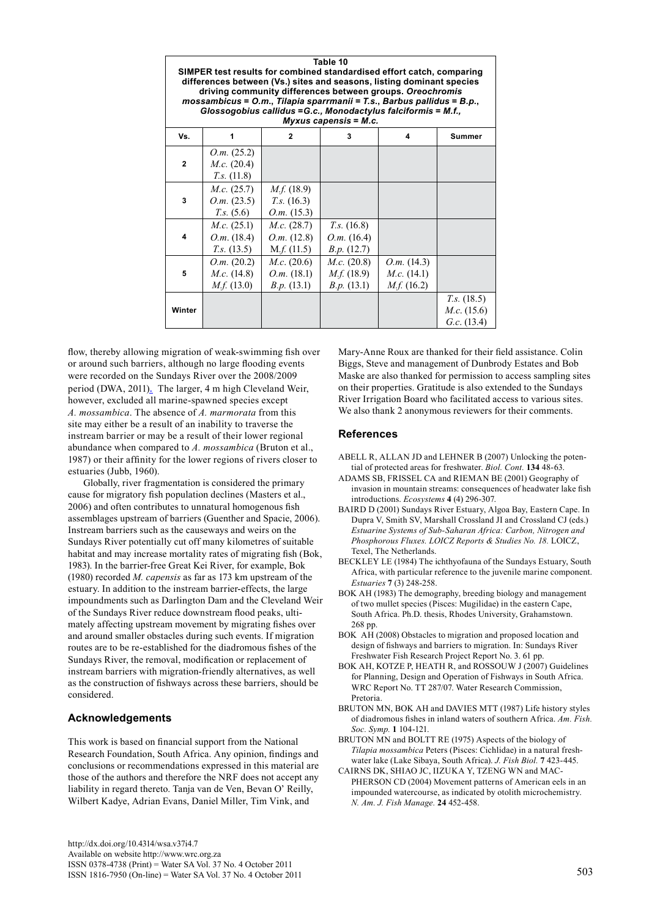**Table 10**
**SIMPER test results for combined standardised effort catch, comparing differences between (Vs.) sites and seasons, listing dominant species driving community differences between groups. *Oreochromis mossambicus* = *O.m.*, *Tilapia sparrmanii* = *T.s.*, *Barbus pallidus* = *B.p.*, *Glossogobius callidus* =*G.c.*, *Monodactylus falciformis* = *M.f.*, *Myxus capensis* = *M.c.***

| Vs. | 1 | 2 | 3 | 4 | Summer |
|---|---|---|---|---|---|
| **2** | *O.m.* (25.2)<br>*M.c.* (20.4)<br>*T.s.* (11.8) | | | | |
| **3** | *M.c.* (25.7)<br>*O.m.* (23.5)<br>*T.s.* (5.6) | *M.f.* (18.9)<br>*T.s.* (16.3)<br>*O.m.* (15.3) | | | |
| **4** | *M.c.* (25.1)<br>*O.m.* (18.4)<br>*T.s.* (13.5) | *M.c.* (28.7)<br>*O.m.* (12.8)<br>M.*f.* (11.5) | *T.s.* (16.8)<br>*O.m.* (16.4)<br>*B.p.* (12.7) | | |
| **5** | *O.m.* (20.2)<br>*M.c.* (14.8)<br>*M.f.* (13.0) | *M.c.* (20.6)<br>*O.m.* (18.1)<br>*B.p.* (13.1) | *M.c.* (20.8)<br>*M.f.* (18.9)<br>*B.p.* (13.1) | *O.m.* (14.3)<br>*M.c.* (14.1)<br>*M.f.* (16.2) | |
| **Winter** | | | | | *T.s.* (18.5)<br>*M.c.* (15.6)<br>*G.c.* (13.4) |

flow, thereby allowing migration of weak-swimming fish over or around such barriers, although no large flooding events were recorded on the Sundays River over the 2008/2009 period (DWA, 2011). The larger, 4 m high Cleveland Weir, however, excluded all marine-spawned species except *A. mossambica*. The absence of *A. marmorata* from this site may either be a result of an inability to traverse the instream barrier or may be a result of their lower regional abundance when compared to *A. mossambica* (Bruton et al., 1987) or their affinity for the lower regions of rivers closer to estuaries (Jubb, 1960).

Globally, river fragmentation is considered the primary cause for migratory fish population declines (Masters et al., 2006) and often contributes to unnatural homogenous fish assemblages upstream of barriers (Guenther and Spacie, 2006). Instream barriers such as the causeways and weirs on the Sundays River potentially cut off many kilometres of suitable habitat and may increase mortality rates of migrating fish (Bok, 1983). In the barrier-free Great Kei River, for example, Bok (1980) recorded *M. capensis* as far as 173 km upstream of the estuary. In addition to the instream barrier-effects, the large impoundments such as Darlington Dam and the Cleveland Weir of the Sundays River reduce downstream flood peaks, ultimately affecting upstream movement by migrating fishes over and around smaller obstacles during such events. If migration routes are to be re-established for the diadromous fishes of the Sundays River, the removal, modification or replacement of instream barriers with migration-friendly alternatives, as well as the construction of fishways across these barriers, should be considered.

## Acknowledgements

This work is based on financial support from the National Research Foundation, South Africa. Any opinion, findings and conclusions or recommendations expressed in this material are those of the authors and therefore the NRF does not accept any liability in regard thereto. Tanja van de Ven, Bevan O' Reilly, Wilbert Kadye, Adrian Evans, Daniel Miller, Tim Vink, and Mary-Anne Roux are thanked for their field assistance. Colin Biggs, Steve and management of Dunbrody Estates and Bob Maske are also thanked for permission to access sampling sites on their properties. Gratitude is also extended to the Sundays River Irrigation Board who facilitated access to various sites. We also thank 2 anonymous reviewers for their comments.

## References

ABELL R, ALLAN JD and LEHNER B (2007) Unlocking the potential of protected areas for freshwater. *Biol. Cont.* **134** 48-63.

ADAMS SB, FRISSEL CA and RIEMAN BE (2001) Geography of invasion in mountain streams: consequences of headwater lake fish introductions. *Ecosystems* **4** (4) 296-307.

BAIRD D (2001) Sundays River Estuary, Algoa Bay, Eastern Cape. In Dupra V, Smith SV, Marshall Crossland JI and Crossland CJ (eds.) *Estuarine Systems of Sub-Saharan Africa: Carbon, Nitrogen and Phosphorous Fluxes. LOICZ Reports & Studies No. 18.* LOICZ, Texel, The Netherlands.

BECKLEY LE (1984) The ichthyofauna of the Sundays Estuary, South Africa, with particular reference to the juvenile marine component. *Estuaries* **7** (3) 248-258.

BOK AH (1983) The demography, breeding biology and management of two mullet species (Pisces: Mugilidae) in the eastern Cape, South Africa. Ph.D. thesis, Rhodes University, Grahamstown. 268 pp.

BOK AH (2008) Obstacles to migration and proposed location and design of fishways and barriers to migration. In: Sundays River Freshwater Fish Research Project Report No. 3. 61 pp.

BOK AH, KOTZE P, HEATH R, and ROSSOUW J (2007) Guidelines for Planning, Design and Operation of Fishways in South Africa. WRC Report No. TT 287/07. Water Research Commission, Pretoria.

BRUTON MN, BOK AH and DAVIES MTT (1987) Life history styles of diadromous fishes in inland waters of southern Africa. *Am. Fish. Soc. Symp.* **1** 104-121.

BRUTON MN and BOLTT RE (1975) Aspects of the biology of *Tilapia mossambica* Peters (Pisces: Cichlidae) in a natural freshwater lake (Lake Sibaya, South Africa). *J. Fish Biol.* **7** 423-445.

CAIRNS DK, SHIAO JC, IIZUKA Y, TZENG WN and MACPHERSON CD (2004) Movement patterns of American eels in an impounded watercourse, as indicated by otolith microchemistry. *N. Am. J. Fish Manage.* **24** 452-458.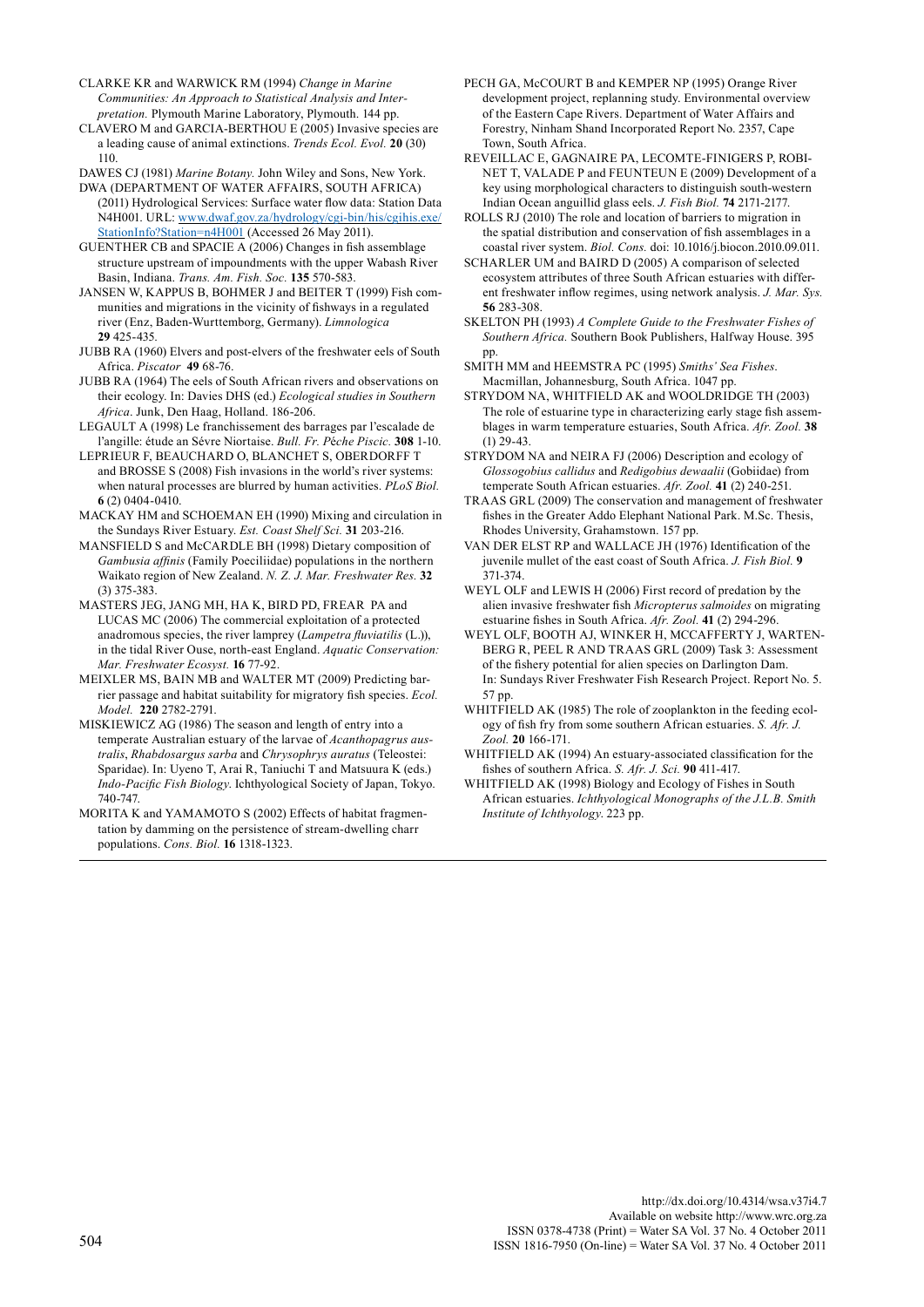CLARKE KR and WARWICK RM (1994) *Change in Marine Communities: An Approach to Statistical Analysis and Interpretation.* Plymouth Marine Laboratory, Plymouth. 144 pp.

CLAVERO M and GARCIA-BERTHOU E (2005) Invasive species are a leading cause of animal extinctions. *Trends Ecol. Evol.* **20** (30) 110.

DAWES CJ (1981) *Marine Botany.* John Wiley and Sons, New York.

DWA (DEPARTMENT OF WATER AFFAIRS, SOUTH AFRICA) (2011) Hydrological Services: Surface water flow data: Station Data N4H001. URL: www.dwaf.gov.za/hydrology/cgi-bin/his/cgihis.exe/StationInfo?Station=n4H001 (Accessed 26 May 2011).

GUENTHER CB and SPACIE A (2006) Changes in fish assemblage structure upstream of impoundments with the upper Wabash River Basin, Indiana. *Trans. Am. Fish. Soc.* **135** 570-583.

JANSEN W, KAPPUS B, BOHMER J and BEITER T (1999) Fish communities and migrations in the vicinity of fishways in a regulated river (Enz, Baden-Wurttemborg, Germany). *Limnologica* **29** 425-435.

JUBB RA (1960) Elvers and post-elvers of the freshwater eels of South Africa. *Piscator* **49** 68-76.

JUBB RA (1964) The eels of South African rivers and observations on their ecology. In: Davies DHS (ed.) *Ecological studies in Southern Africa*. Junk, Den Haag, Holland. 186-206.

LEGAULT A (1998) Le franchissement des barrages par l'escalade de l'angille: étude an Sévre Niortaise. *Bull. Fr. Pêche Piscic.* **308** 1-10.

LEPRIEUR F, BEAUCHARD O, BLANCHET S, OBERDORFF T and BROSSE S (2008) Fish invasions in the world's river systems: when natural processes are blurred by human activities. *PLoS Biol.* **6** (2) 0404-0410.

MACKAY HM and SCHOEMAN EH (1990) Mixing and circulation in the Sundays River Estuary. *Est. Coast Shelf Sci.* **31** 203-216.

MANSFIELD S and McCARDLE BH (1998) Dietary composition of *Gambusia affinis* (Family Poeciliidae) populations in the northern Waikato region of New Zealand. *N. Z. J. Mar. Freshwater Res.* **32** (3) 375-383.

MASTERS JEG, JANG MH, HA K, BIRD PD, FREAR PA and LUCAS MC (2006) The commercial exploitation of a protected anadromous species, the river lamprey (*Lampetra fluviatilis* (L.)), in the tidal River Ouse, north-east England. *Aquatic Conservation: Mar. Freshwater Ecosyst.* **16** 77-92.

MEIXLER MS, BAIN MB and WALTER MT (2009) Predicting barrier passage and habitat suitability for migratory fish species. *Ecol. Model.* **220** 2782-2791.

MISKIEWICZ AG (1986) The season and length of entry into a temperate Australian estuary of the larvae of *Acanthopagrus australis*, *Rhabdosargus sarba* and *Chrysophrys auratus* (Teleostei: Sparidae). In: Uyeno T, Arai R, Taniuchi T and Matsuura K (eds.) *Indo-Pacific Fish Biology*. Ichthyological Society of Japan, Tokyo. 740-747.

MORITA K and YAMAMOTO S (2002) Effects of habitat fragmentation by damming on the persistence of stream-dwelling charr populations. *Cons. Biol.* **16** 1318-1323.

PECH GA, McCOURT B and KEMPER NP (1995) Orange River development project, replanning study. Environmental overview of the Eastern Cape Rivers. Department of Water Affairs and Forestry, Ninham Shand Incorporated Report No. 2357, Cape Town, South Africa.

REVEILLAC E, GAGNAIRE PA, LECOMTE-FINIGERS P, ROBINET T, VALADE P and FEUNTEUN E (2009) Development of a key using morphological characters to distinguish south-western Indian Ocean anguillid glass eels. *J. Fish Biol.* **74** 2171-2177.

ROLLS RJ (2010) The role and location of barriers to migration in the spatial distribution and conservation of fish assemblages in a coastal river system. *Biol. Cons.* doi: 10.1016/j.biocon.2010.09.011.

SCHARLER UM and BAIRD D (2005) A comparison of selected ecosystem attributes of three South African estuaries with different freshwater inflow regimes, using network analysis. *J. Mar. Sys.* **56** 283-308.

SKELTON PH (1993) *A Complete Guide to the Freshwater Fishes of Southern Africa.* Southern Book Publishers, Halfway House. 395 pp.

SMITH MM and HEEMSTRA PC (1995) *Smiths' Sea Fishes*. Macmillan, Johannesburg, South Africa. 1047 pp.

STRYDOM NA, WHITFIELD AK and WOOLDRIDGE TH (2003) The role of estuarine type in characterizing early stage fish assemblages in warm temperature estuaries, South Africa. *Afr. Zool.* **38** (1) 29-43.

STRYDOM NA and NEIRA FJ (2006) Description and ecology of *Glossogobius callidus* and *Redigobius dewaalii* (Gobiidae) from temperate South African estuaries. *Afr. Zool.* **41** (2) 240-251.

TRAAS GRL (2009) The conservation and management of freshwater fishes in the Greater Addo Elephant National Park. M.Sc. Thesis, Rhodes University, Grahamstown. 157 pp.

VAN DER ELST RP and WALLACE JH (1976) Identification of the juvenile mullet of the east coast of South Africa. *J. Fish Biol.* **9** 371-374.

WEYL OLF and LEWIS H (2006) First record of predation by the alien invasive freshwater fish *Micropterus salmoides* on migrating estuarine fishes in South Africa. *Afr. Zool.* **41** (2) 294-296.

WEYL OLF, BOOTH AJ, WINKER H, MCCAFFERTY J, WARTENBERG R, PEEL R AND TRAAS GRL (2009) Task 3: Assessment of the fishery potential for alien species on Darlington Dam. In: Sundays River Freshwater Fish Research Project. Report No. 5. 57 pp.

WHITFIELD AK (1985) The role of zooplankton in the feeding ecology of fish fry from some southern African estuaries. *S. Afr. J. Zool.* **20** 166-171.

WHITFIELD AK (1994) An estuary-associated classification for the fishes of southern Africa. *S. Afr. J. Sci.* **90** 411-417.

WHITFIELD AK (1998) Biology and Ecology of Fishes in South African estuaries. *Ichthyological Monographs of the J.L.B. Smith Institute of Ichthyology*. 223 pp.